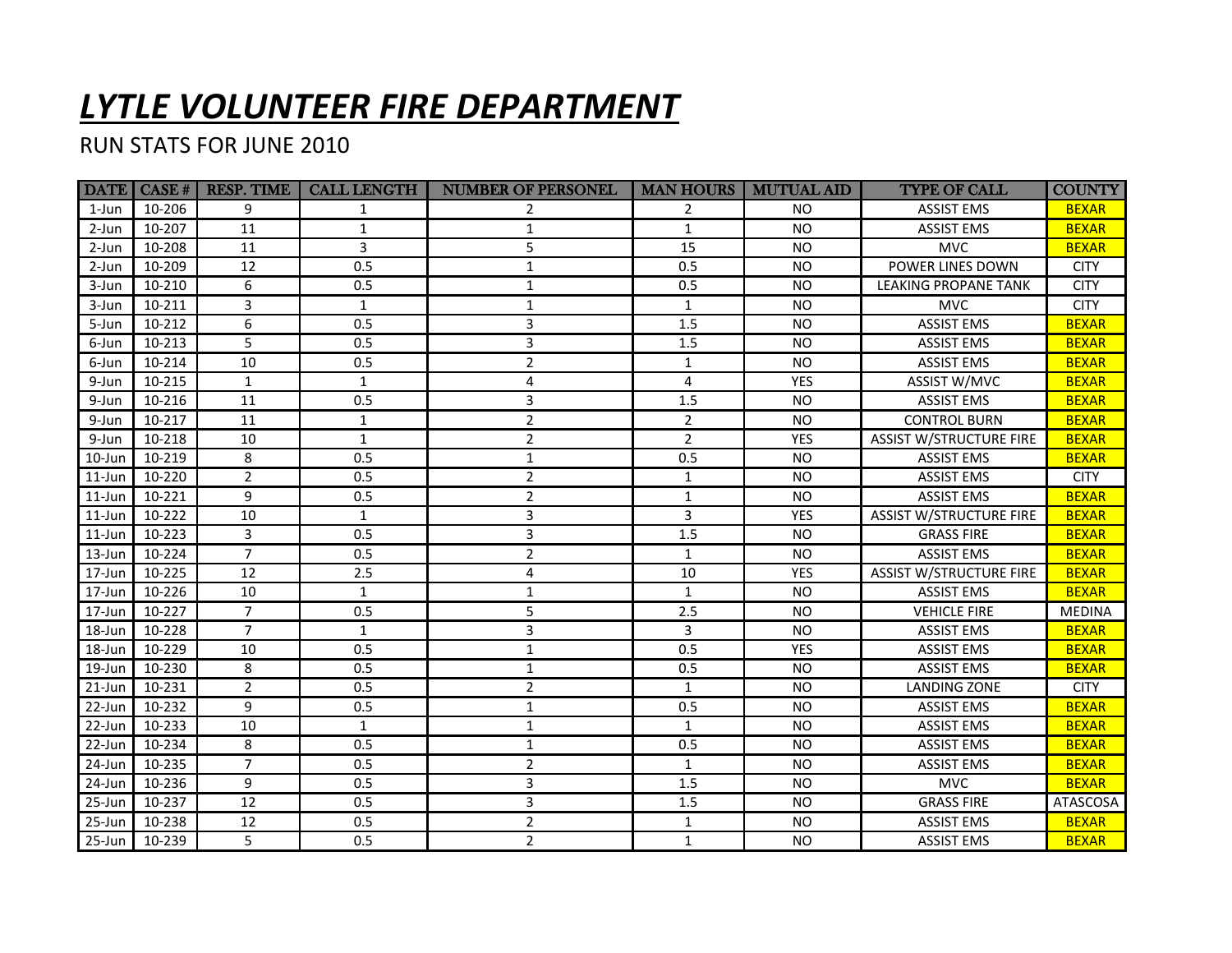# *LYTLE VOLUNTEER FIRE DEPARTMENT*

RUN STATS FOR JUNE 2010

| DATE | CASE # | RESP. TIME | CALL LENGTH | NUMBER OF PERSONEL | MAN HOURS | MUTUAL AID | TYPE OF CALL | COUNTY |
|---|---|---|---|---|---|---|---|---|
| 1-Jun | 10-206 | 9 | 1 | 2 | 2 | NO | ASSIST EMS | BEXAR |
| 2-Jun | 10-207 | 11 | 1 | 1 | 1 | NO | ASSIST EMS | BEXAR |
| 2-Jun | 10-208 | 11 | 3 | 5 | 15 | NO | MVC | BEXAR |
| 2-Jun | 10-209 | 12 | 0.5 | 1 | 0.5 | NO | POWER LINES DOWN | CITY |
| 3-Jun | 10-210 | 6 | 0.5 | 1 | 0.5 | NO | LEAKING PROPANE TANK | CITY |
| 3-Jun | 10-211 | 3 | 1 | 1 | 1 | NO | MVC | CITY |
| 5-Jun | 10-212 | 6 | 0.5 | 3 | 1.5 | NO | ASSIST EMS | BEXAR |
| 6-Jun | 10-213 | 5 | 0.5 | 3 | 1.5 | NO | ASSIST EMS | BEXAR |
| 6-Jun | 10-214 | 10 | 0.5 | 2 | 1 | NO | ASSIST EMS | BEXAR |
| 9-Jun | 10-215 | 1 | 1 | 4 | 4 | YES | ASSIST W/MVC | BEXAR |
| 9-Jun | 10-216 | 11 | 0.5 | 3 | 1.5 | NO | ASSIST EMS | BEXAR |
| 9-Jun | 10-217 | 11 | 1 | 2 | 2 | NO | CONTROL BURN | BEXAR |
| 9-Jun | 10-218 | 10 | 1 | 2 | 2 | YES | ASSIST W/STRUCTURE FIRE | BEXAR |
| 10-Jun | 10-219 | 8 | 0.5 | 1 | 0.5 | NO | ASSIST EMS | BEXAR |
| 11-Jun | 10-220 | 2 | 0.5 | 2 | 1 | NO | ASSIST EMS | CITY |
| 11-Jun | 10-221 | 9 | 0.5 | 2 | 1 | NO | ASSIST EMS | BEXAR |
| 11-Jun | 10-222 | 10 | 1 | 3 | 3 | YES | ASSIST W/STRUCTURE FIRE | BEXAR |
| 11-Jun | 10-223 | 3 | 0.5 | 3 | 1.5 | NO | GRASS FIRE | BEXAR |
| 13-Jun | 10-224 | 7 | 0.5 | 2 | 1 | NO | ASSIST EMS | BEXAR |
| 17-Jun | 10-225 | 12 | 2.5 | 4 | 10 | YES | ASSIST W/STRUCTURE FIRE | BEXAR |
| 17-Jun | 10-226 | 10 | 1 | 1 | 1 | NO | ASSIST EMS | BEXAR |
| 17-Jun | 10-227 | 7 | 0.5 | 5 | 2.5 | NO | VEHICLE FIRE | MEDINA |
| 18-Jun | 10-228 | 7 | 1 | 3 | 3 | NO | ASSIST EMS | BEXAR |
| 18-Jun | 10-229 | 10 | 0.5 | 1 | 0.5 | YES | ASSIST EMS | BEXAR |
| 19-Jun | 10-230 | 8 | 0.5 | 1 | 0.5 | NO | ASSIST EMS | BEXAR |
| 21-Jun | 10-231 | 2 | 0.5 | 2 | 1 | NO | LANDING ZONE | CITY |
| 22-Jun | 10-232 | 9 | 0.5 | 1 | 0.5 | NO | ASSIST EMS | BEXAR |
| 22-Jun | 10-233 | 10 | 1 | 1 | 1 | NO | ASSIST EMS | BEXAR |
| 22-Jun | 10-234 | 8 | 0.5 | 1 | 0.5 | NO | ASSIST EMS | BEXAR |
| 24-Jun | 10-235 | 7 | 0.5 | 2 | 1 | NO | ASSIST EMS | BEXAR |
| 24-Jun | 10-236 | 9 | 0.5 | 3 | 1.5 | NO | MVC | BEXAR |
| 25-Jun | 10-237 | 12 | 0.5 | 3 | 1.5 | NO | GRASS FIRE | ATASCOSA |
| 25-Jun | 10-238 | 12 | 0.5 | 2 | 1 | NO | ASSIST EMS | BEXAR |
| 25-Jun | 10-239 | 5 | 0.5 | 2 | 1 | NO | ASSIST EMS | BEXAR |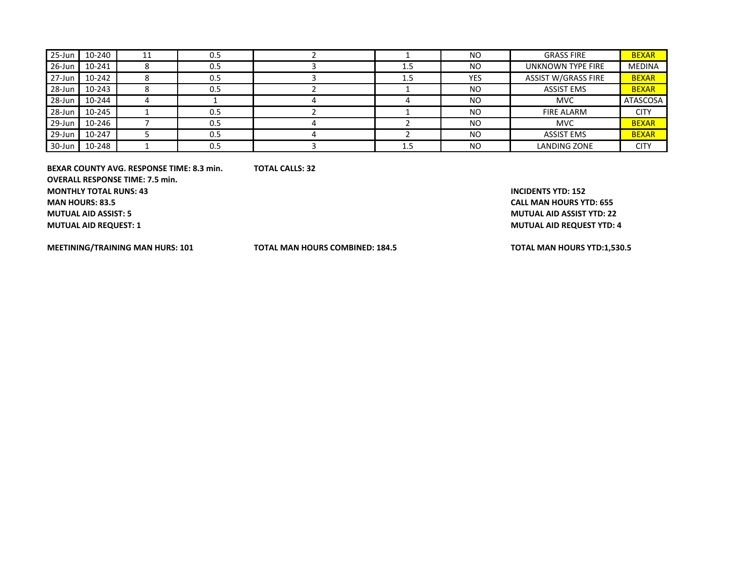| | | | | | | | | |
|---|---|---|---|---|---|---|---|---|
| 25-Jun | 10-240 | 11 | 0.5 | 2 | 1 | NO | GRASS FIRE | BEXAR |
| 26-Jun | 10-241 | 8 | 0.5 | 3 | 1.5 | NO | UNKNOWN TYPE FIRE | MEDINA |
| 27-Jun | 10-242 | 8 | 0.5 | 3 | 1.5 | YES | ASSIST W/GRASS FIRE | BEXAR |
| 28-Jun | 10-243 | 8 | 0.5 | 2 | 1 | NO | ASSIST EMS | BEXAR |
| 28-Jun | 10-244 | 4 | 1 | 4 | 4 | NO | MVC | ATASCOSA |
| 28-Jun | 10-245 | 1 | 0.5 | 2 | 1 | NO | FIRE ALARM | CITY |
| 29-Jun | 10-246 | 7 | 0.5 | 4 | 2 | NO | MVC | BEXAR |
| 29-Jun | 10-247 | 5 | 0.5 | 4 | 2 | NO | ASSIST EMS | BEXAR |
| 30-Jun | 10-248 | 1 | 0.5 | 3 | 1.5 | NO | LANDING ZONE | CITY |

**BEXAR COUNTY AVG. RESPONSE TIME: 8.3 min.**

**TOTAL CALLS: 32**

**OVERALL RESPONSE TIME: 7.5 min.**

**MONTHLY TOTAL RUNS: 43**

**MAN HOURS: 83.5**

**MUTUAL AID ASSIST: 5**

**MUTUAL AID REQUEST: 1**

**INCIDENTS YTD: 152**

**CALL MAN HOURS YTD: 655**

**MUTUAL AID ASSIST YTD: 22**

**MUTUAL AID REQUEST YTD: 4**

**MEETINING/TRAINING MAN HURS: 101**

**TOTAL MAN HOURS COMBINED: 184.5**

**TOTAL MAN HOURS YTD:1,530.5**